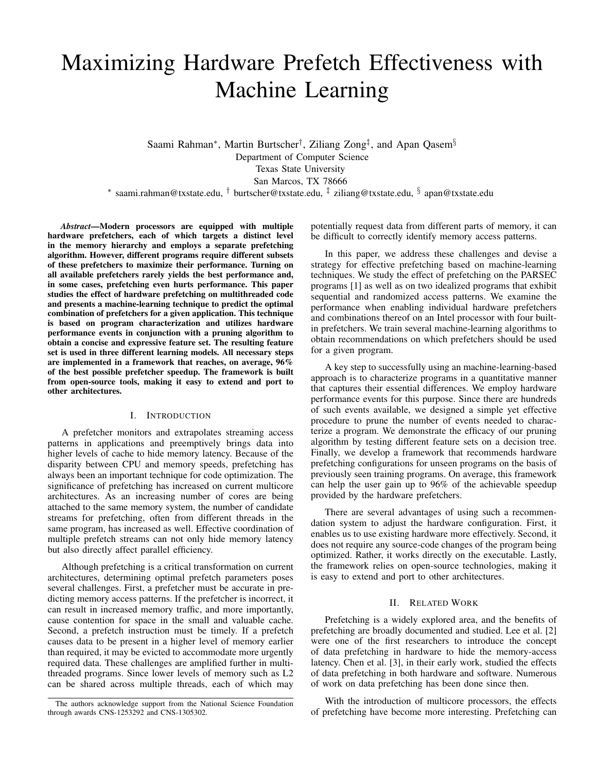# Maximizing Hardware Prefetch Effectiveness with Machine Learning

Saami Rahman*, Martin Burtscher†, Ziliang Zong‡, and Apan Qasem§
Department of Computer Science
Texas State University
San Marcos, TX 78666
* saami.rahman@txstate.edu, † burtscher@txstate.edu, ‡ ziliang@txstate.edu, § apan@txstate.edu

***Abstract*—Modern processors are equipped with multiple hardware prefetchers, each of which targets a distinct level in the memory hierarchy and employs a separate prefetching algorithm. However, different programs require different subsets of these prefetchers to maximize their performance. Turning on all available prefetchers rarely yields the best performance and, in some cases, prefetching even hurts performance. This paper studies the effect of hardware prefetching on multithreaded code and presents a machine-learning technique to predict the optimal combination of prefetchers for a given application. This technique is based on program characterization and utilizes hardware performance events in conjunction with a pruning algorithm to obtain a concise and expressive feature set. The resulting feature set is used in three different learning models. All necessary steps are implemented in a framework that reaches, on average, 96% of the best possible prefetcher speedup. The framework is built from open-source tools, making it easy to extend and port to other architectures.**

## I. Introduction

A prefetcher monitors and extrapolates streaming access patterns in applications and preemptively brings data into higher levels of cache to hide memory latency. Because of the disparity between CPU and memory speeds, prefetching has always been an important technique for code optimization. The significance of prefetching has increased on current multicore architectures. As an increasing number of cores are being attached to the same memory system, the number of candidate streams for prefetching, often from different threads in the same program, has increased as well. Effective coordination of multiple prefetch streams can not only hide memory latency but also directly affect parallel efficiency.

Although prefetching is a critical transformation on current architectures, determining optimal prefetch parameters poses several challenges. First, a prefetcher must be accurate in predicting memory access patterns. If the prefetcher is incorrect, it can result in increased memory traffic, and more importantly, cause contention for space in the small and valuable cache. Second, a prefetch instruction must be timely. If a prefetch causes data to be present in a higher level of memory earlier than required, it may be evicted to accommodate more urgently required data. These challenges are amplified further in multithreaded programs. Since lower levels of memory such as L2 can be shared across multiple threads, each of which may potentially request data from different parts of memory, it can be difficult to correctly identify memory access patterns.

In this paper, we address these challenges and devise a strategy for effective prefetching based on machine-learning techniques. We study the effect of prefetching on the PARSEC programs [1] as well as on two idealized programs that exhibit sequential and randomized access patterns. We examine the performance when enabling individual hardware prefetchers and combinations thereof on an Intel processor with four built-in prefetchers. We train several machine-learning algorithms to obtain recommendations on which prefetchers should be used for a given program.

A key step to successfully using an machine-learning-based approach is to characterize programs in a quantitative manner that captures their essential differences. We employ hardware performance events for this purpose. Since there are hundreds of such events available, we designed a simple yet effective procedure to prune the number of events needed to characterize a program. We demonstrate the efficacy of our pruning algorithm by testing different feature sets on a decision tree. Finally, we develop a framework that recommends hardware prefetching configurations for unseen programs on the basis of previously seen training programs. On average, this framework can help the user gain up to 96% of the achievable speedup provided by the hardware prefetchers.

There are several advantages of using such a recommendation system to adjust the hardware configuration. First, it enables us to use existing hardware more effectively. Second, it does not require any source-code changes of the program being optimized. Rather, it works directly on the executable. Lastly, the framework relies on open-source technologies, making it is easy to extend and port to other architectures.

## II. Related Work

Prefetching is a widely explored area, and the benefits of prefetching are broadly documented and studied. Lee et al. [2] were one of the first researchers to introduce the concept of data prefetching in hardware to hide the memory-access latency. Chen et al. [3], in their early work, studied the effects of data prefetching in both hardware and software. Numerous of work on data prefetching has been done since then.

With the introduction of multicore processors, the effects of prefetching have become more interesting. Prefetching can

The authors acknowledge support from the National Science Foundation through awards CNS-1253292 and CNS-1305302.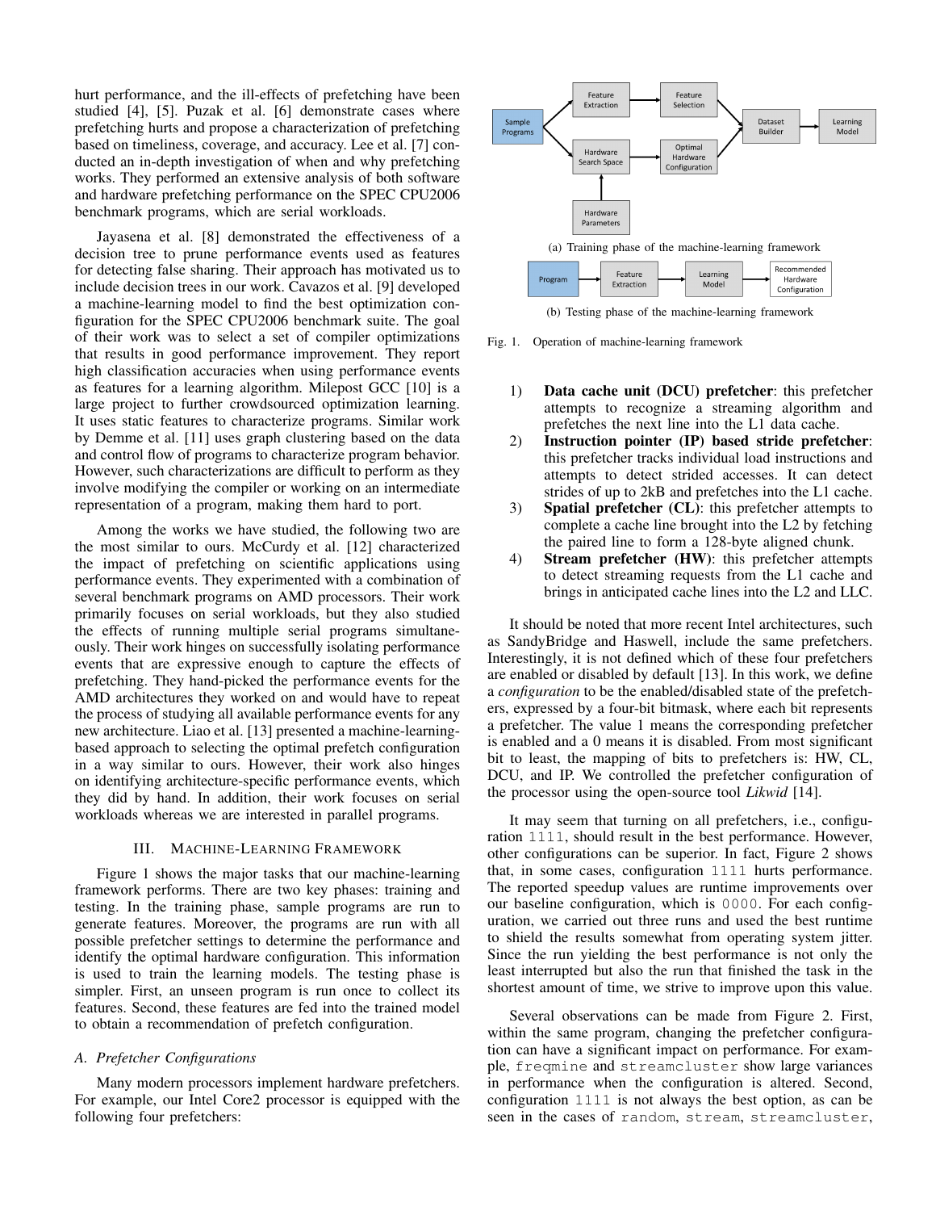hurt performance, and the ill-effects of prefetching have been studied [4], [5]. Puzak et al. [6] demonstrate cases where prefetching hurts and propose a characterization of prefetching based on timeliness, coverage, and accuracy. Lee et al. [7] conducted an in-depth investigation of when and why prefetching works. They performed an extensive analysis of both software and hardware prefetching performance on the SPEC CPU2006 benchmark programs, which are serial workloads.

Jayasena et al. [8] demonstrated the effectiveness of a decision tree to prune performance events used as features for detecting false sharing. Their approach has motivated us to include decision trees in our work. Cavazos et al. [9] developed a machine-learning model to find the best optimization configuration for the SPEC CPU2006 benchmark suite. The goal of their work was to select a set of compiler optimizations that results in good performance improvement. They report high classification accuracies when using performance events as features for a learning algorithm. Milepost GCC [10] is a large project to further crowdsourced optimization learning. It uses static features to characterize programs. Similar work by Demme et al. [11] uses graph clustering based on the data and control flow of programs to characterize program behavior. However, such characterizations are difficult to perform as they involve modifying the compiler or working on an intermediate representation of a program, making them hard to port.

Among the works we have studied, the following two are the most similar to ours. McCurdy et al. [12] characterized the impact of prefetching on scientific applications using performance events. They experimented with a combination of several benchmark programs on AMD processors. Their work primarily focuses on serial workloads, but they also studied the effects of running multiple serial programs simultaneously. Their work hinges on successfully isolating performance events that are expressive enough to capture the effects of prefetching. They hand-picked the performance events for the AMD architectures they worked on and would have to repeat the process of studying all available performance events for any new architecture. Liao et al. [13] presented a machine-learning-based approach to selecting the optimal prefetch configuration in a way similar to ours. However, their work also hinges on identifying architecture-specific performance events, which they did by hand. In addition, their work focuses on serial workloads whereas we are interested in parallel programs.

## III. Machine-Learning Framework

Figure 1 shows the major tasks that our machine-learning framework performs. There are two key phases: training and testing. In the training phase, sample programs are run to generate features. Moreover, the programs are run with all possible prefetcher settings to determine the performance and identify the optimal hardware configuration. This information is used to train the learning models. The testing phase is simpler. First, an unseen program is run once to collect its features. Second, these features are fed into the trained model to obtain a recommendation of prefetch configuration.

Sample Programs → Feature Extraction → Feature Selection → Dataset Builder → Learning Model
Sample Programs → Hardware Search Space → Optimal Hardware Configuration → Dataset Builder
Hardware Parameters → Hardware Search Space

(a) Training phase of the machine-learning framework

Program → Feature Extraction → Learning Model → Recommended Hardware Configuration

(b) Testing phase of the machine-learning framework

Fig. 1. Operation of machine-learning framework

### A. Prefetcher Configurations

Many modern processors implement hardware prefetchers. For example, our Intel Core2 processor is equipped with the following four prefetchers:

1) **Data cache unit (DCU) prefetcher**: this prefetcher attempts to recognize a streaming algorithm and prefetches the next line into the L1 data cache.
2) **Instruction pointer (IP) based stride prefetcher**: this prefetcher tracks individual load instructions and attempts to detect strided accesses. It can detect strides of up to 2kB and prefetches into the L1 cache.
3) **Spatial prefetcher (CL)**: this prefetcher attempts to complete a cache line brought into the L2 by fetching the paired line to form a 128-byte aligned chunk.
4) **Stream prefetcher (HW)**: this prefetcher attempts to detect streaming requests from the L1 cache and brings in anticipated cache lines into the L2 and LLC.

It should be noted that more recent Intel architectures, such as SandyBridge and Haswell, include the same prefetchers. Interestingly, it is not defined which of these four prefetchers are enabled or disabled by default [13]. In this work, we define a *configuration* to be the enabled/disabled state of the prefetchers, expressed by a four-bit bitmask, where each bit represents a prefetcher. The value 1 means the corresponding prefetcher is enabled and a 0 means it is disabled. From most significant bit to least, the mapping of bits to prefetchers is: HW, CL, DCU, and IP. We controlled the prefetcher configuration of the processor using the open-source tool *Likwid* [14].

It may seem that turning on all prefetchers, i.e., configuration `1111`, should result in the best performance. However, other configurations can be superior. In fact, Figure 2 shows that, in some cases, configuration `1111` hurts performance. The reported speedup values are runtime improvements over our baseline configuration, which is `0000`. For each configuration, we carried out three runs and used the best runtime to shield the results somewhat from operating system jitter. Since the run yielding the best performance is not only the least interrupted but also the run that finished the task in the shortest amount of time, we strive to improve upon this value.

Several observations can be made from Figure 2. First, within the same program, changing the prefetcher configuration can have a significant impact on performance. For example, `freqmine` and `streamcluster` show large variances in performance when the configuration is altered. Second, configuration `1111` is not always the best option, as can be seen in the cases of `random`, `stream`, `streamcluster`,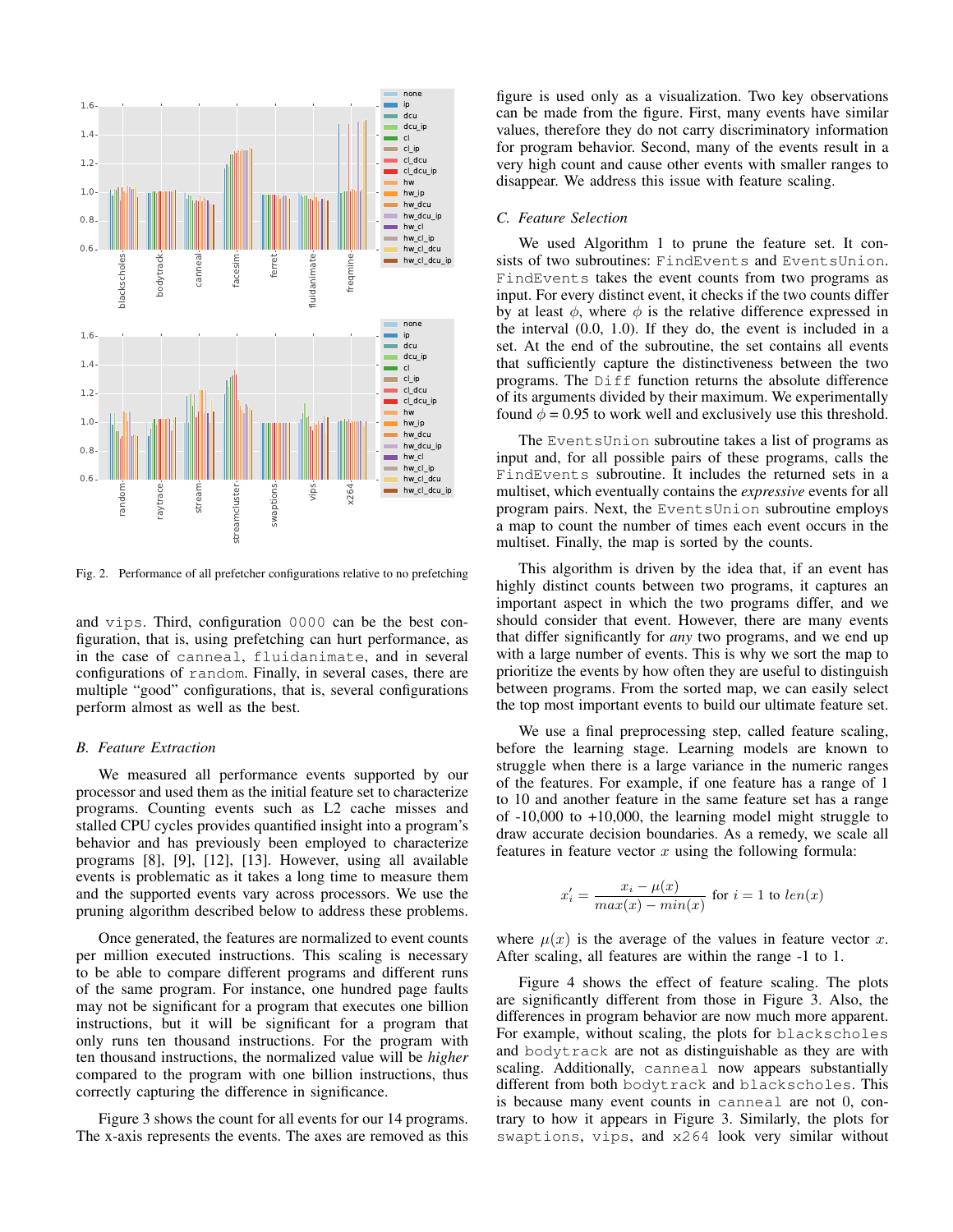1.6
1.4
1.2
1.0
0.8
0.6

blackscholes
bodytrack
canneal
facesim
ferret
fluidanimate
freqmine

none
ip
dcu
dcu_ip
cl
cl_ip
cl_dcu
cl_dcu_ip
hw
hw_ip
hw_dcu
hw_dcu_ip
hw_cl
hw_cl_ip
hw_cl_dcu
hw_cl_dcu_ip

1.6
1.4
1.2
1.0
0.8
0.6

random
raytrace
stream
streamcluster
swaptions
vips
x264

none
ip
dcu
dcu_ip
cl
cl_ip
cl_dcu
cl_dcu_ip
hw
hw_ip
hw_dcu
hw_dcu_ip
hw_cl
hw_cl_ip
hw_cl_dcu
hw_cl_dcu_ip

Fig. 2. Performance of all prefetcher configurations relative to no prefetching

and `vips`. Third, configuration `0000` can be the best configuration, that is, using prefetching can hurt performance, as in the case of `canneal`, `fluidanimate`, and in several configurations of `random`. Finally, in several cases, there are multiple "good" configurations, that is, several configurations perform almost as well as the best.

### B. Feature Extraction

We measured all performance events supported by our processor and used them as the initial feature set to characterize programs. Counting events such as L2 cache misses and stalled CPU cycles provides quantified insight into a program's behavior and has previously been employed to characterize programs [8], [9], [12], [13]. However, using all available events is problematic as it takes a long time to measure them and the supported events vary across processors. We use the pruning algorithm described below to address these problems.

Once generated, the features are normalized to event counts per million executed instructions. This scaling is necessary to be able to compare different programs and different runs of the same program. For instance, one hundred page faults may not be significant for a program that executes one billion instructions, but it will be significant for a program that only runs ten thousand instructions. For the program with ten thousand instructions, the normalized value will be *higher* compared to the program with one billion instructions, thus correctly capturing the difference in significance.

Figure 3 shows the count for all events for our 14 programs. The x-axis represents the events. The axes are removed as this figure is used only as a visualization. Two key observations can be made from the figure. First, many events have similar values, therefore they do not carry discriminatory information for program behavior. Second, many of the events result in a very high count and cause other events with smaller ranges to disappear. We address this issue with feature scaling.

### C. Feature Selection

We used Algorithm 1 to prune the feature set. It consists of two subroutines: `FindEvents` and `EventsUnion`. `FindEvents` takes the event counts from two programs as input. For every distinct event, it checks if the two counts differ by at least $\phi$, where $\phi$ is the relative difference expressed in the interval (0.0, 1.0). If they do, the event is included in a set. At the end of the subroutine, the set contains all events that sufficiently capture the distinctiveness between the two programs. The `Diff` function returns the absolute difference of its arguments divided by their maximum. We experimentally found $\phi = 0.95$ to work well and exclusively use this threshold.

The `EventsUnion` subroutine takes a list of programs as input and, for all possible pairs of these programs, calls the `FindEvents` subroutine. It includes the returned sets in a multiset, which eventually contains the *expressive* events for all program pairs. Next, the `EventsUnion` subroutine employs a map to count the number of times each event occurs in the multiset. Finally, the map is sorted by the counts.

This algorithm is driven by the idea that, if an event has highly distinct counts between two programs, it captures an important aspect in which the two programs differ, and we should consider that event. However, there are many events that differ significantly for *any* two programs, and we end up with a large number of events. This is why we sort the map to prioritize the events by how often they are useful to distinguish between programs. From the sorted map, we can easily select the top most important events to build our ultimate feature set.

We use a final preprocessing step, called feature scaling, before the learning stage. Learning models are known to struggle when there is a large variance in the numeric ranges of the features. For example, if one feature has a range of 1 to 10 and another feature in the same feature set has a range of -10,000 to +10,000, the learning model might struggle to draw accurate decision boundaries. As a remedy, we scale all features in feature vector $x$ using the following formula:

$$x'_i = \frac{x_i - \mu(x)}{max(x) - min(x)} \text{ for } i = 1 \text{ to } len(x)$$

where $\mu(x)$ is the average of the values in feature vector $x$. After scaling, all features are within the range -1 to 1.

Figure 4 shows the effect of feature scaling. The plots are significantly different from those in Figure 3. Also, the differences in program behavior are now much more apparent. For example, without scaling, the plots for `blackscholes` and `bodytrack` are not as distinguishable as they are with scaling. Additionally, `canneal` now appears substantially different from both `bodytrack` and `blackscholes`. This is because many event counts in `canneal` are not 0, contrary to how it appears in Figure 3. Similarly, the plots for `swaptions`, `vips`, and `x264` look very similar without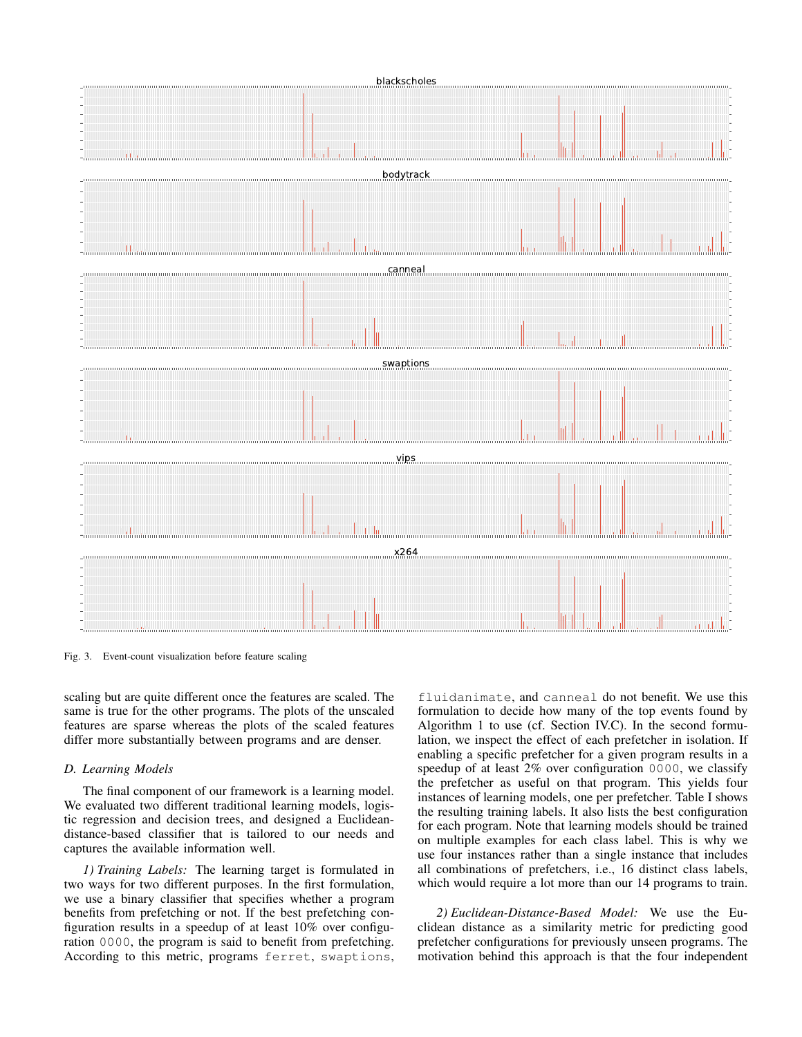Fig. 3. Event-count visualization before feature scaling

scaling but are quite different once the features are scaled. The same is true for the other programs. The plots of the unscaled features are sparse whereas the plots of the scaled features differ more substantially between programs and are denser.

### D. Learning Models

The final component of our framework is a learning model. We evaluated two different traditional learning models, logistic regression and decision trees, and designed a Euclidean-distance-based classifier that is tailored to our needs and captures the available information well.

*1) Training Labels:* The learning target is formulated in two ways for two different purposes. In the first formulation, we use a binary classifier that specifies whether a program benefits from prefetching or not. If the best prefetching configuration results in a speedup of at least 10% over configuration `0000`, the program is said to benefit from prefetching. According to this metric, programs `ferret`, `swaptions`, `fluidanimate`, and `canneal` do not benefit. We use this formulation to decide how many of the top events found by Algorithm 1 to use (cf. Section IV.C). In the second formulation, we inspect the effect of each prefetcher in isolation. If enabling a specific prefetcher for a given program results in a speedup of at least 2% over configuration `0000`, we classify the prefetcher as useful on that program. This yields four instances of learning models, one per prefetcher. Table I shows the resulting training labels. It also lists the best configuration for each program. Note that learning models should be trained on multiple examples for each class label. This is why we use four instances rather than a single instance that includes all combinations of prefetchers, i.e., 16 distinct class labels, which would require a lot more than our 14 programs to train.

*2) Euclidean-Distance-Based Model:* We use the Euclidean distance as a similarity metric for predicting good prefetcher configurations for previously unseen programs. The motivation behind this approach is that the four independent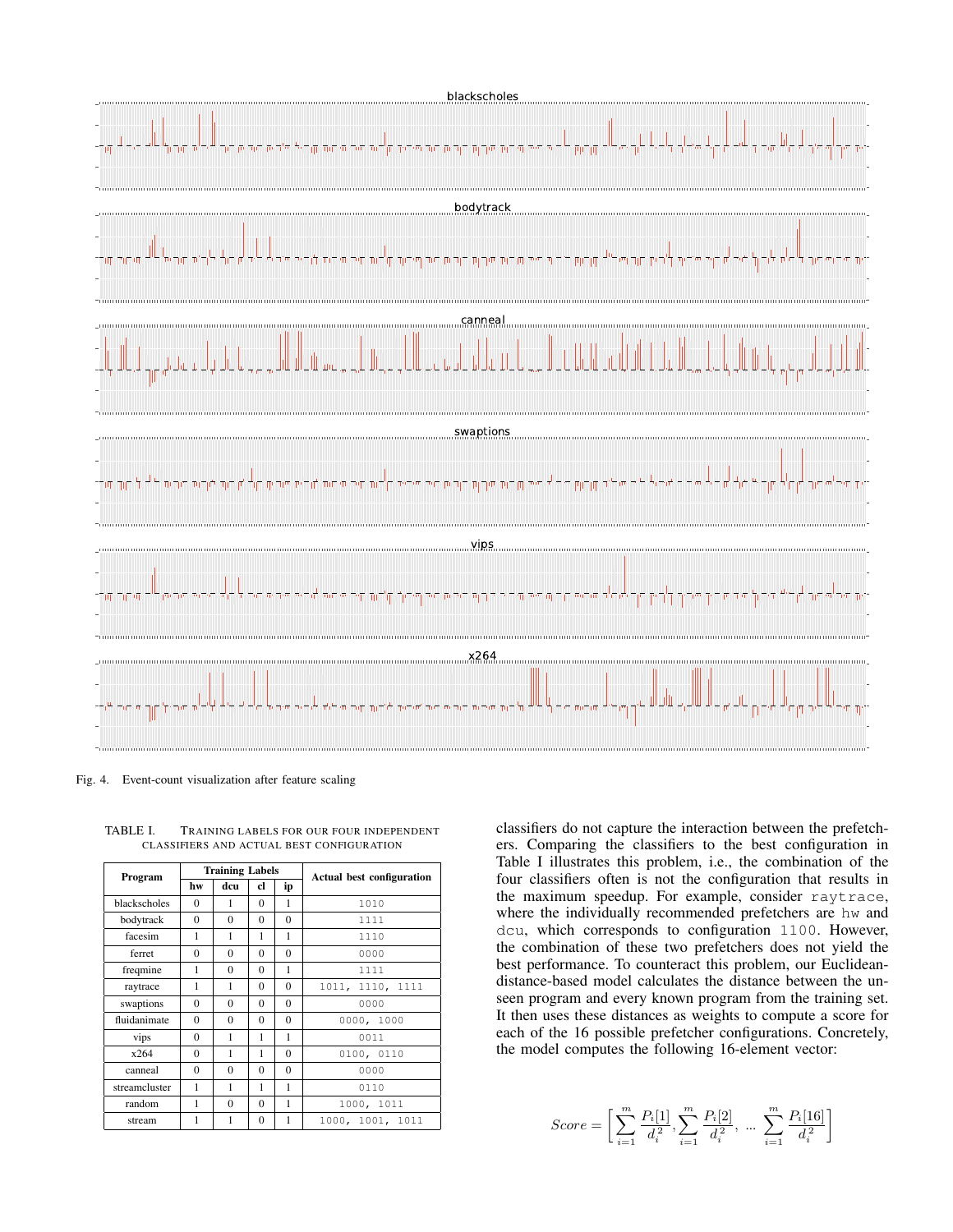Fig. 4. Event-count visualization after feature scaling

TABLE I. Training labels for our four independent classifiers and actual best configuration

| Program | Training Labels | | | | Actual best configuration |
|---|---|---|---|---|---|
| | hw | dcu | cl | ip | |
| blackscholes | 0 | 1 | 0 | 1 | 1010 |
| bodytrack | 0 | 0 | 0 | 0 | 1111 |
| facesim | 1 | 1 | 1 | 1 | 1110 |
| ferret | 0 | 0 | 0 | 0 | 0000 |
| freqmine | 1 | 0 | 0 | 1 | 1111 |
| raytrace | 1 | 1 | 0 | 0 | 1011, 1110, 1111 |
| swaptions | 0 | 0 | 0 | 0 | 0000 |
| fluidanimate | 0 | 0 | 0 | 0 | 0000, 1000 |
| vips | 0 | 1 | 1 | 1 | 0011 |
| x264 | 0 | 1 | 1 | 0 | 0100, 0110 |
| canneal | 0 | 0 | 0 | 0 | 0000 |
| streamcluster | 1 | 1 | 1 | 1 | 0110 |
| random | 1 | 0 | 0 | 1 | 1000, 1011 |
| stream | 1 | 1 | 0 | 1 | 1000, 1001, 1011 |

classifiers do not capture the interaction between the prefetchers. Comparing the classifiers to the best configuration in Table I illustrates this problem, i.e., the combination of the four classifiers often is not the configuration that results in the maximum speedup. For example, consider `raytrace`, where the individually recommended prefetchers are `hw` and `dcu`, which corresponds to configuration `1100`. However, the combination of these two prefetchers does not yield the best performance. To counteract this problem, our Euclidean-distance-based model calculates the distance between the unseen program and every known program from the training set. It then uses these distances as weights to compute a score for each of the 16 possible prefetcher configurations. Concretely, the model computes the following 16-element vector:

$$Score = \left[ \sum_{i=1}^{m} \frac{P_i[1]}{d_i^2}, \sum_{i=1}^{m} \frac{P_i[2]}{d_i^2}, \; ... \; \sum_{i=1}^{m} \frac{P_i[16]}{d_i^2} \right]$$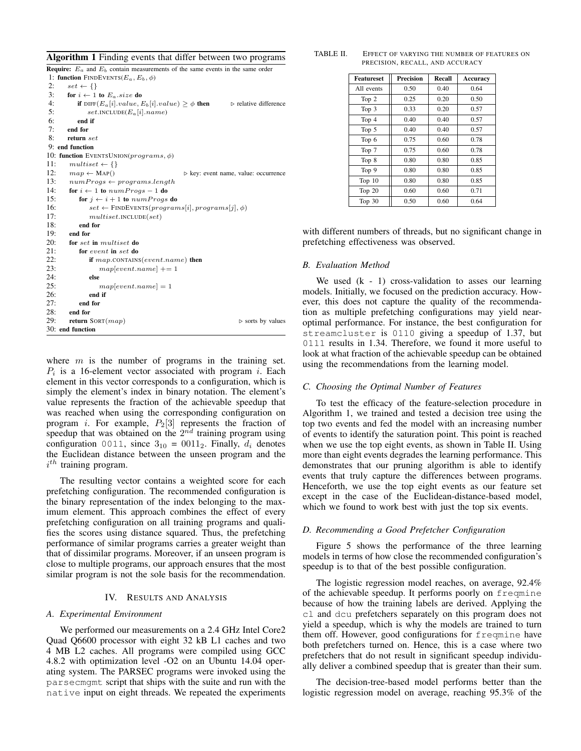**Algorithm 1** Finding events that differ between two programs

```
Require: E_a and E_b contain measurements of the same events in the same order
 1: function FINDEVENTS(E_a, E_b, φ)
 2:     set ← {}
 3:     for i ← 1 to E_a.size do
 4:         if DIFF(E_a[i].value, E_b[i].value) ≥ φ then        ▷ relative difference
 5:             set.INCLUDE(E_a[i].name)
 6:         end if
 7:     end for
 8:     return set
 9: end function
10: function EVENTSUNION(programs, φ)
11:     multiset ← {}
12:     map ← MAP()                         ▷ key: event name, value: occurrence
13:     numProgs ← programs.length
14:     for i ← 1 to numProgs − 1 do
15:         for j ← i + 1 to numProgs do
16:             set ← FINDEVENTS(programs[i], programs[j], φ)
17:             multiset.INCLUDE(set)
18:         end for
19:     end for
20:     for set in multiset do
21:         for event in set do
22:             if map.CONTAINS(event.name) then
23:                 map[event.name] += 1
24:             else
25:                 map[event.name] = 1
26:             end if
27:         end for
28:     end for
29:     return SORT(map)                                      ▷ sorts by values
30: end function
```

where $m$ is the number of programs in the training set. $P_i$ is a 16-element vector associated with program $i$. Each element in this vector corresponds to a configuration, which is simply the element's index in binary notation. The element's value represents the fraction of the achievable speedup that was reached when using the corresponding configuration on program $i$. For example, $P_2[3]$ represents the fraction of speedup that was obtained on the $2^{nd}$ training program using configuration 0011, since $3_{10} = 0011_2$. Finally, $d_i$ denotes the Euclidean distance between the unseen program and the $i^{th}$ training program.

The resulting vector contains a weighted score for each prefetching configuration. The recommended configuration is the binary representation of the index belonging to the maximum element. This approach combines the effect of every prefetching configuration on all training programs and qualifies the scores using distance squared. Thus, the prefetching performance of similar programs carries a greater weight than that of dissimilar programs. Moreover, if an unseen program is close to multiple programs, our approach ensures that the most similar program is not the sole basis for the recommendation.

## IV. Results and Analysis

### A. Experimental Environment

We performed our measurements on a 2.4 GHz Intel Core2 Quad Q6600 processor with eight 32 kB L1 caches and two 4 MB L2 caches. All programs were compiled using GCC 4.8.2 with optimization level -O2 on an Ubuntu 14.04 operating system. The PARSEC programs were invoked using the `parsecmgmt` script that ships with the suite and run with the `native` input on eight threads. We repeated the experiments with different numbers of threads, but no significant change in prefetching effectiveness was observed.

TABLE II. Effect of varying the number of features on precision, recall, and accuracy

| Featureset | Precision | Recall | Accuracy |
|---|---|---|---|
| All events | 0.50 | 0.40 | 0.64 |
| Top 2 | 0.25 | 0.20 | 0.50 |
| Top 3 | 0.33 | 0.20 | 0.57 |
| Top 4 | 0.40 | 0.40 | 0.57 |
| Top 5 | 0.40 | 0.40 | 0.57 |
| Top 6 | 0.75 | 0.60 | 0.78 |
| Top 7 | 0.75 | 0.60 | 0.78 |
| Top 8 | 0.80 | 0.80 | 0.85 |
| Top 9 | 0.80 | 0.80 | 0.85 |
| Top 10 | 0.80 | 0.80 | 0.85 |
| Top 20 | 0.60 | 0.60 | 0.71 |
| Top 30 | 0.50 | 0.60 | 0.64 |

### B. Evaluation Method

We used (k - 1) cross-validation to asses our learning models. Initially, we focused on the prediction accuracy. However, this does not capture the quality of the recommendation as multiple prefetching configurations may yield near-optimal performance. For instance, the best configuration for `streamcluster` is 0110 giving a speedup of 1.37, but 0111 results in 1.34. Therefore, we found it more useful to look at what fraction of the achievable speedup can be obtained using the recommendations from the learning model.

### C. Choosing the Optimal Number of Features

To test the efficacy of the feature-selection procedure in Algorithm 1, we trained and tested a decision tree using the top two events and fed the model with an increasing number of events to identify the saturation point. This point is reached when we use the top eight events, as shown in Table II. Using more than eight events degrades the learning performance. This demonstrates that our pruning algorithm is able to identify events that truly capture the differences between programs. Henceforth, we use the top eight events as our feature set except in the case of the Euclidean-distance-based model, which we found to work best with just the top six events.

### D. Recommending a Good Prefetcher Configuration

Figure 5 shows the performance of the three learning models in terms of how close the recommended configuration's speedup is to that of the best possible configuration.

The logistic regression model reaches, on average, 92.4% of the achievable speedup. It performs poorly on `freqmine` because of how the training labels are derived. Applying the `cl` and `dcu` prefetchers separately on this program does not yield a speedup, which is why the models are trained to turn them off. However, good configurations for `freqmine` have both prefetchers turned on. Hence, this is a case where two prefetchers that do not result in significant speedup individually deliver a combined speedup that is greater than their sum.

The decision-tree-based model performs better than the logistic regression model on average, reaching 95.3% of the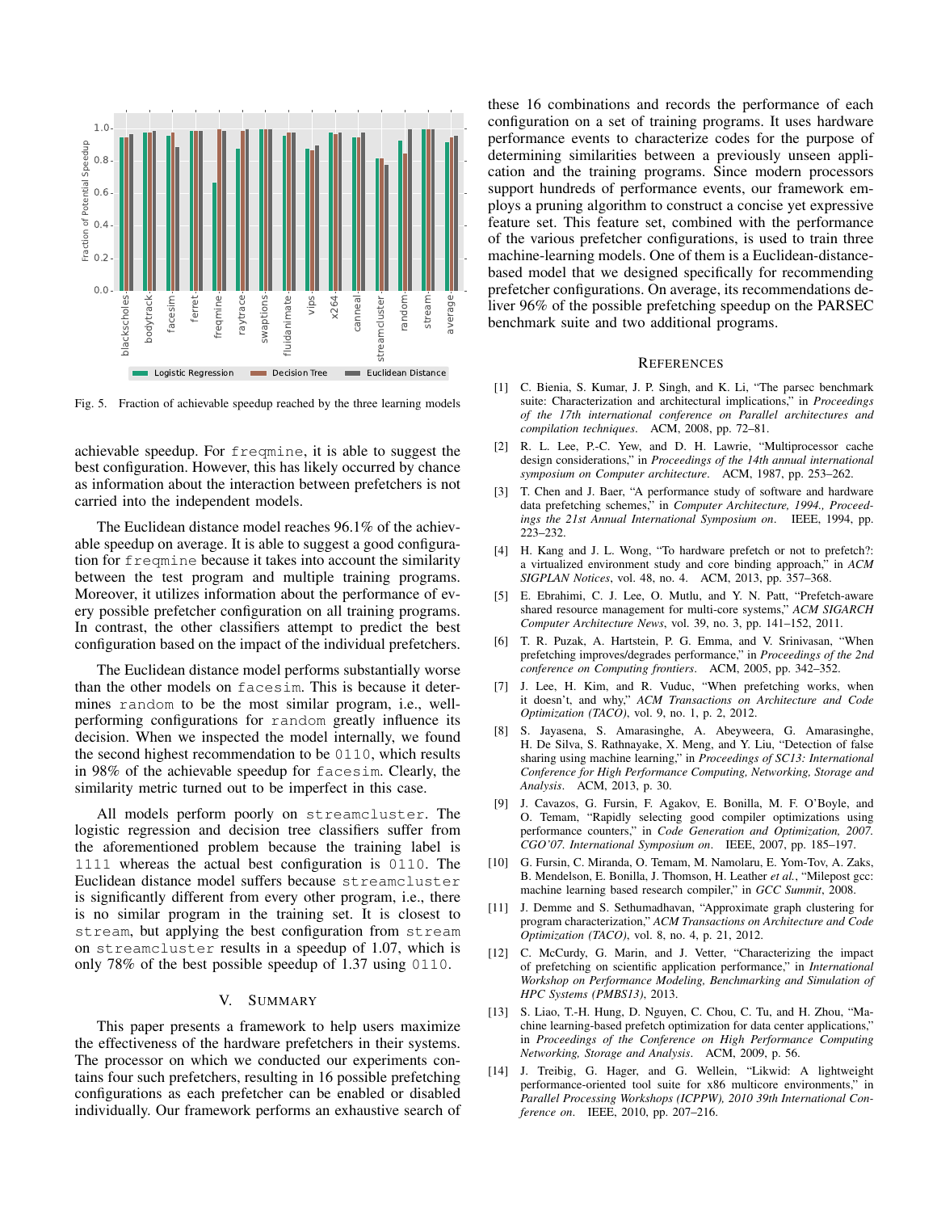Fraction of Potential Speedup

1.0
0.8
0.6
0.4
0.2
0.0

blackscholes
bodytrack
facesim
ferret
freqmine
raytrace
swaptions
fluidanimate
vips
x264
canneal
streamcluster
random
stream
average

Logistic Regression
Decision Tree
Euclidean Distance

Fig. 5. Fraction of achievable speedup reached by the three learning models

achievable speedup. For `freqmine`, it is able to suggest the best configuration. However, this has likely occurred by chance as information about the interaction between prefetchers is not carried into the independent models.

The Euclidean distance model reaches 96.1% of the achievable speedup on average. It is able to suggest a good configuration for `freqmine` because it takes into account the similarity between the test program and multiple training programs. Moreover, it utilizes information about the performance of every possible prefetcher configuration on all training programs. In contrast, the other classifiers attempt to predict the best configuration based on the impact of the individual prefetchers.

The Euclidean distance model performs substantially worse than the other models on `facesim`. This is because it determines `random` to be the most similar program, i.e., well-performing configurations for `random` greatly influence its decision. When we inspected the model internally, we found the second highest recommendation to be `0110`, which results in 98% of the achievable speedup for `facesim`. Clearly, the similarity metric turned out to be imperfect in this case.

All models perform poorly on `streamcluster`. The logistic regression and decision tree classifiers suffer from the aforementioned problem because the training label is `1111` whereas the actual best configuration is `0110`. The Euclidean distance model suffers because `streamcluster` is significantly different from every other program, i.e., there is no similar program in the training set. It is closest to `stream`, but applying the best configuration from `stream` on `streamcluster` results in a speedup of 1.07, which is only 78% of the best possible speedup of 1.37 using `0110`.

## V. Summary

This paper presents a framework to help users maximize the effectiveness of the hardware prefetchers in their systems. The processor on which we conducted our experiments contains four such prefetchers, resulting in 16 possible prefetching configurations as each prefetcher can be enabled or disabled individually. Our framework performs an exhaustive search of these 16 combinations and records the performance of each configuration on a set of training programs. It uses hardware performance events to characterize codes for the purpose of determining similarities between a previously unseen application and the training programs. Since modern processors support hundreds of performance events, our framework employs a pruning algorithm to construct a concise yet expressive feature set. This feature set, combined with the performance of the various prefetcher configurations, is used to train three machine-learning models. One of them is a Euclidean-distance-based model that we designed specifically for recommending prefetcher configurations. On average, its recommendations deliver 96% of the possible prefetching speedup on the PARSEC benchmark suite and two additional programs.

## References

[1] C. Bienia, S. Kumar, J. P. Singh, and K. Li, "The parsec benchmark suite: Characterization and architectural implications," in *Proceedings of the 17th international conference on Parallel architectures and compilation techniques*. ACM, 2008, pp. 72–81.

[2] R. L. Lee, P.-C. Yew, and D. H. Lawrie, "Multiprocessor cache design considerations," in *Proceedings of the 14th annual international symposium on Computer architecture*. ACM, 1987, pp. 253–262.

[3] T. Chen and J. Baer, "A performance study of software and hardware data prefetching schemes," in *Computer Architecture, 1994., Proceedings the 21st Annual International Symposium on*. IEEE, 1994, pp. 223–232.

[4] H. Kang and J. L. Wong, "To hardware prefetch or not to prefetch?: a virtualized environment study and core binding approach," in *ACM SIGPLAN Notices*, vol. 48, no. 4. ACM, 2013, pp. 357–368.

[5] E. Ebrahimi, C. J. Lee, O. Mutlu, and Y. N. Patt, "Prefetch-aware shared resource management for multi-core systems," *ACM SIGARCH Computer Architecture News*, vol. 39, no. 3, pp. 141–152, 2011.

[6] T. R. Puzak, A. Hartstein, P. G. Emma, and V. Srinivasan, "When prefetching improves/degrades performance," in *Proceedings of the 2nd conference on Computing frontiers*. ACM, 2005, pp. 342–352.

[7] J. Lee, H. Kim, and R. Vuduc, "When prefetching works, when it doesn't, and why," *ACM Transactions on Architecture and Code Optimization (TACO)*, vol. 9, no. 1, p. 2, 2012.

[8] S. Jayasena, S. Amarasinghe, A. Abeyweera, G. Amarasinghe, H. De Silva, S. Rathnayake, X. Meng, and Y. Liu, "Detection of false sharing using machine learning," in *Proceedings of SC13: International Conference for High Performance Computing, Networking, Storage and Analysis*. ACM, 2013, p. 30.

[9] J. Cavazos, G. Fursin, F. Agakov, E. Bonilla, M. F. O'Boyle, and O. Temam, "Rapidly selecting good compiler optimizations using performance counters," in *Code Generation and Optimization, 2007. CGO'07. International Symposium on*. IEEE, 2007, pp. 185–197.

[10] G. Fursin, C. Miranda, O. Temam, M. Namolaru, E. Yom-Tov, A. Zaks, B. Mendelson, E. Bonilla, J. Thomson, H. Leather *et al.*, "Milepost gcc: machine learning based research compiler," in *GCC Summit*, 2008.

[11] J. Demme and S. Sethumadhavan, "Approximate graph clustering for program characterization," *ACM Transactions on Architecture and Code Optimization (TACO)*, vol. 8, no. 4, p. 21, 2012.

[12] C. McCurdy, G. Marin, and J. Vetter, "Characterizing the impact of prefetching on scientific application performance," in *International Workshop on Performance Modeling, Benchmarking and Simulation of HPC Systems (PMBS13)*, 2013.

[13] S. Liao, T.-H. Hung, D. Nguyen, C. Chou, C. Tu, and H. Zhou, "Machine learning-based prefetch optimization for data center applications," in *Proceedings of the Conference on High Performance Computing Networking, Storage and Analysis*. ACM, 2009, p. 56.

[14] J. Treibig, G. Hager, and G. Wellein, "Likwid: A lightweight performance-oriented tool suite for x86 multicore environments," in *Parallel Processing Workshops (ICPPW), 2010 39th International Conference on*. IEEE, 2010, pp. 207–216.